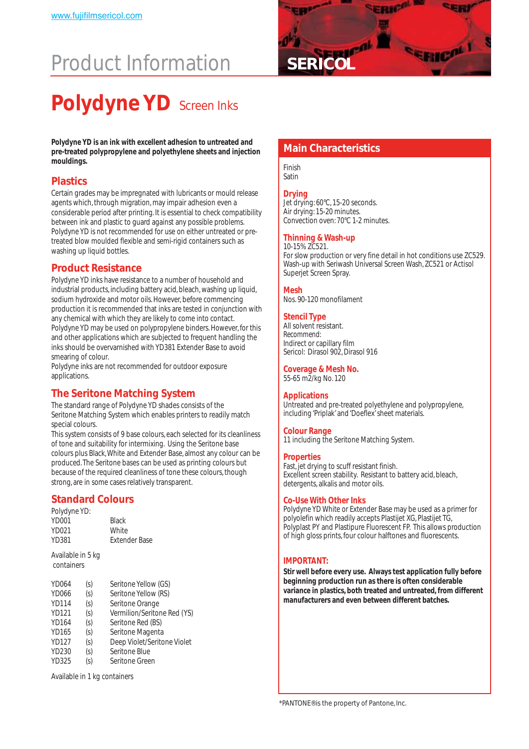www.fujifilmsericol.com

# Product Information

SERICOL

# Polydyne YD Screen Inks

**Polydyne YD is an ink with excellent adhesion to untreated and pre-treated polypropylene and polyethylene sheets and injection mouldings.**

## Plastics

Certain grades may be impregnated with lubricants or mould release agents which, through migration, may impair adhesion even a considerable period after printing. It is essential to check compatibility between ink and plastic to guard against any possible problems. Polydyne YD is not recommended for use on either untreated or pre-treated blow moulded flexible and semi-rigid containers such as washing up liquid bottles.

## Product Resistance

Polydyne YD inks have resistance to a number of household and industrial products, including battery acid, bleach, washing up liquid, sodium hydroxide and motor oils. However, before commencing production it is recommended that inks are tested in conjunction with any chemical with which they are likely to come into contact. Polydyne YD may be used on polypropylene binders. However, for this and other applications which are subjected to frequent handling the inks should be overvarnished with YD381 Extender Base to avoid smearing of colour.
Polydyne inks are not recommended for outdoor exposure applications.

## The Seritone Matching System

The standard range of Polydyne YD shades consists of the Seritone Matching System which enables printers to readily match special colours.
This system consists of 9 base colours, each selected for its cleanliness of tone and suitability for intermixing. Using the Seritone base colours plus Black, White and Extender Base, almost any colour can be produced. The Seritone bases can be used as printing colours but because of the required cleanliness of tone these colours, though strong, are in some cases relatively transparent.

## Standard Colours

Polydyne YD:

| | |
|---|---|
| YD001 | Black |
| YD021 | White |
| YD381 | Extender Base |

Available in 5 kg containers

| | | |
|---|---|---|
| YD064 | (s) | Seritone Yellow (GS) |
| YD066 | (s) | Seritone Yellow (RS) |
| YD114 | (s) | Seritone Orange |
| YD121 | (s) | Vermilion/Seritone Red (YS) |
| YD164 | (s) | Seritone Red (BS) |
| YD165 | (s) | Seritone Magenta |
| YD127 | (s) | Deep Violet/Seritone Violet |
| YD230 | (s) | Seritone Blue |
| YD325 | (s) | Seritone Green |

Available in 1 kg containers

## Main Characteristics

Finish
Satin

### Drying

Jet drying: 60°C, 15-20 seconds.
Air drying: 15-20 minutes.
Convection oven: 70°C 1-2 minutes.

### Thinning & Wash-up

10-15% ZC521.
For slow production or very fine detail in hot conditions use ZC529.
Wash-up with Seriwash Universal Screen Wash, ZC521 or Actisol Superjet Screen Spray.

### Mesh

Nos. 90-120 monofilament

### Stencil Type

All solvent resistant.
Recommend:
Indirect or capillary film
Sericol: Dirasol 902, Dirasol 916

### Coverage & Mesh No.

55-65 m2/kg No. 120

### Applications

Untreated and pre-treated polyethylene and polypropylene, including 'Priplak' and 'Doeflex' sheet materials.

### Colour Range

11 including the Seritone Matching System.

### Properties

Fast, jet drying to scuff resistant finish.
Excellent screen stability. Resistant to battery acid, bleach, detergents, alkalis and motor oils.

### Co-Use With Other Inks

Polydyne YD White or Extender Base may be used as a primer for polyolefin which readily accepts Plastijet XG, Plastijet TG, Polyplast PY and Plastipure Fluorescent FP. This allows production of high gloss prints, four colour halftones and fluorescents.

### IMPORTANT:

**Stir well before every use. Always test application fully before beginning production run as there is often considerable variance in plastics, both treated and untreated, from different manufacturers and even between different batches.**

*PANTONE® is the property of Pantone, Inc.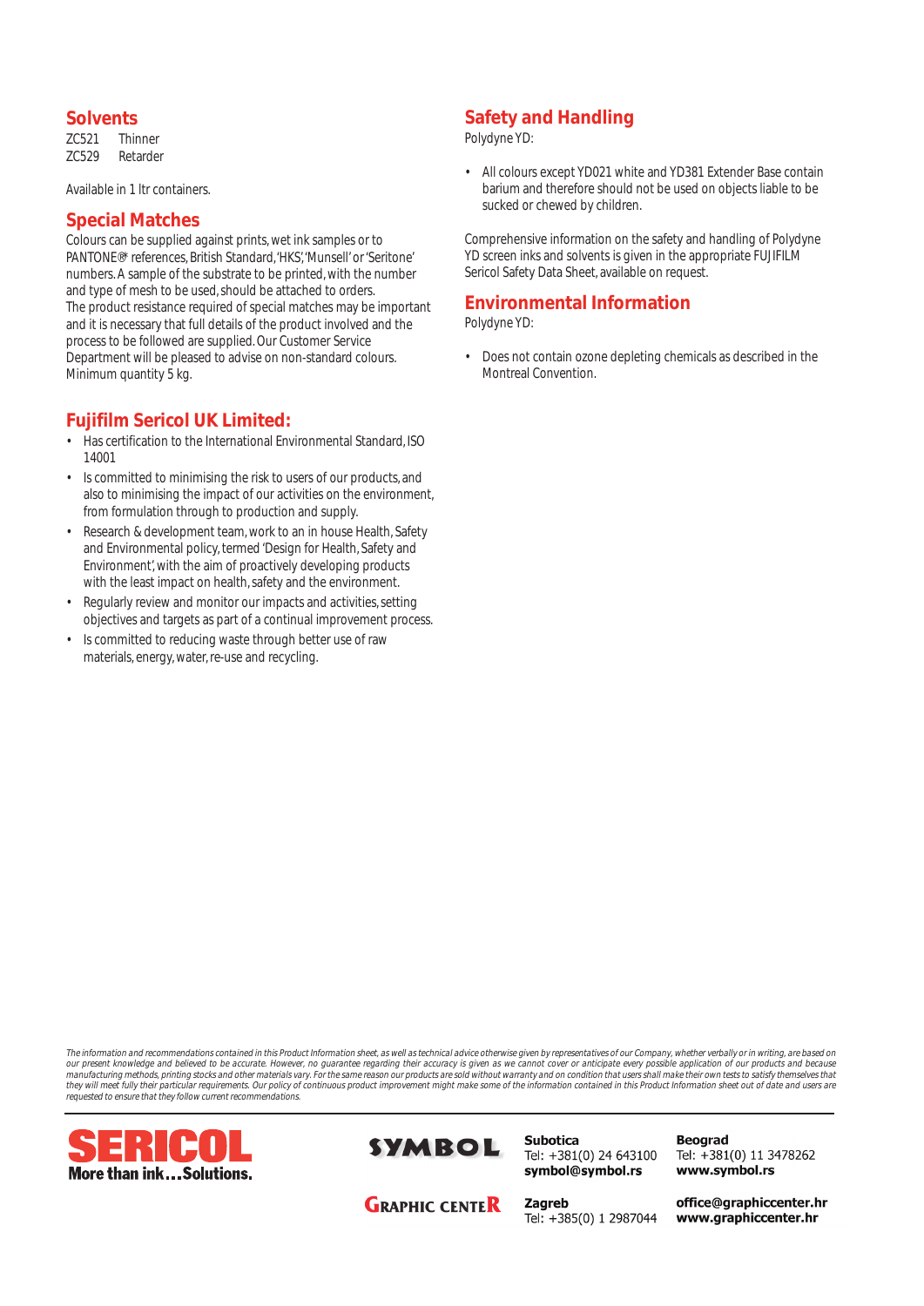## Solvents

| | |
|---|---|
| ZC521 | Thinner |
| ZC529 | Retarder |

Available in 1 ltr containers.

## Special Matches

Colours can be supplied against prints, wet ink samples or to PANTONE® references, British Standard, 'HKS', 'Munsell' or 'Seritone' numbers. A sample of the substrate to be printed, with the number and type of mesh to be used, should be attached to orders. The product resistance required of special matches may be important and it is necessary that full details of the product involved and the process to be followed are supplied. Our Customer Service Department will be pleased to advise on non-standard colours. Minimum quantity 5 kg.

## Fujifilm Sericol UK Limited:

- Has certification to the International Environmental Standard, ISO 14001
- Is committed to minimising the risk to users of our products, and also to minimising the impact of our activities on the environment, from formulation through to production and supply.
- Research & development team, work to an in house Health, Safety and Environmental policy, termed 'Design for Health, Safety and Environment', with the aim of proactively developing products with the least impact on health, safety and the environment.
- Regularly review and monitor our impacts and activities, setting objectives and targets as part of a continual improvement process.
- Is committed to reducing waste through better use of raw materials, energy, water, re-use and recycling.

## Safety and Handling

Polydyne YD:

- All colours except YD021 white and YD381 Extender Base contain barium and therefore should not be used on objects liable to be sucked or chewed by children.

Comprehensive information on the safety and handling of Polydyne YD screen inks and solvents is given in the appropriate FUJIFILM Sericol Safety Data Sheet, available on request.

## Environmental Information

Polydyne YD:

- Does not contain ozone depleting chemicals as described in the Montreal Convention.

*The information and recommendations contained in this Product Information sheet, as well as technical advice otherwise given by representatives of our Company, whether verbally or in writing, are based on our present knowledge and believed to be accurate. However, no guarantee regarding their accuracy is given as we cannot cover or anticipate every possible application of our products and because manufacturing methods, printing stocks and other materials vary. For the same reason our products are sold without warranty and on condition that users shall make their own tests to satisfy themselves that they will meet fully their particular requirements. Our policy of continuous product improvement might make some of the information contained in this Product Information sheet out of date and users are requested to ensure that they follow current recommendations.*

SERICOL
More than ink...Solutions.

SYMBOL

**Subotica**
Tel: +381(0) 24 643100
**symbol@symbol.rs**

**Beograd**
Tel: +381(0) 11 3478262
**www.symbol.rs**

GRAPHIC CENTER

**Zagreb**
Tel: +385(0) 1 2987044

**office@graphiccenter.hr**
**www.graphiccenter.hr**